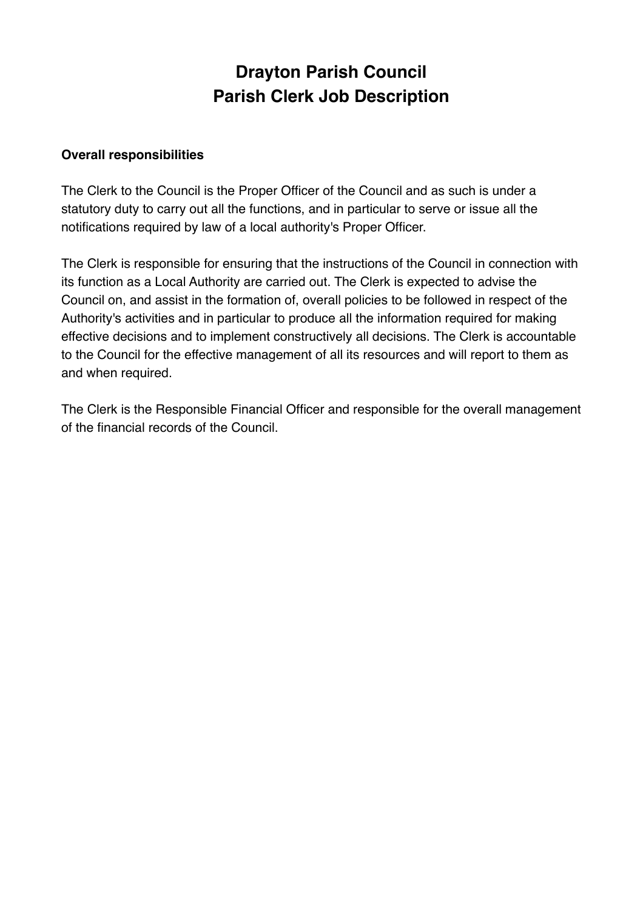# Drayton Parish Council
# Parish Clerk Job Description

**Overall responsibilities**

The Clerk to the Council is the Proper Officer of the Council and as such is under a statutory duty to carry out all the functions, and in particular to serve or issue all the notifications required by law of a local authority's Proper Officer.

The Clerk is responsible for ensuring that the instructions of the Council in connection with its function as a Local Authority are carried out. The Clerk is expected to advise the Council on, and assist in the formation of, overall policies to be followed in respect of the Authority's activities and in particular to produce all the information required for making effective decisions and to implement constructively all decisions. The Clerk is accountable to the Council for the effective management of all its resources and will report to them as and when required.

The Clerk is the Responsible Financial Officer and responsible for the overall management of the financial records of the Council.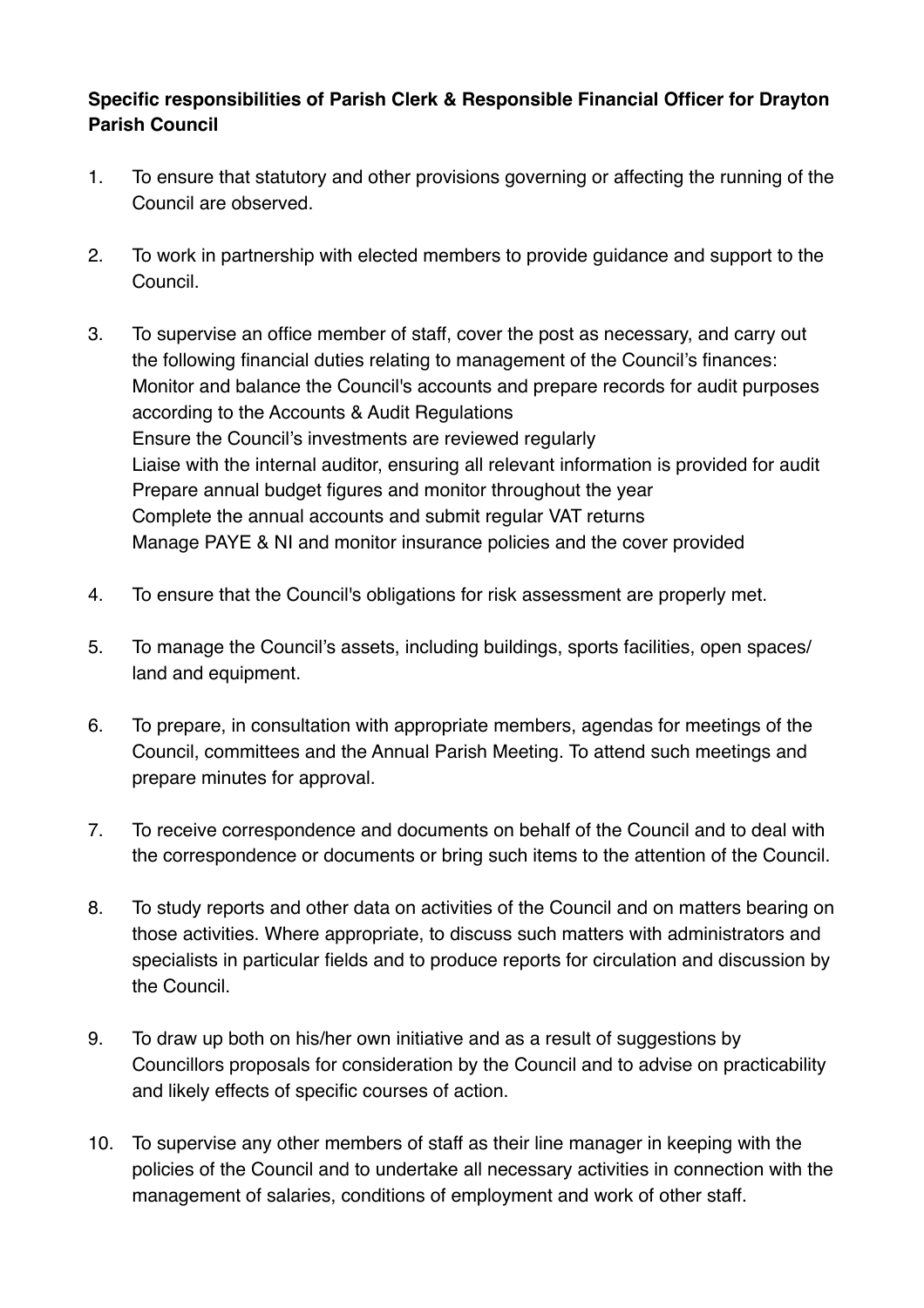**Specific responsibilities of Parish Clerk & Responsible Financial Officer for Drayton Parish Council**

1. To ensure that statutory and other provisions governing or affecting the running of the Council are observed.

2. To work in partnership with elected members to provide guidance and support to the Council.

3. To supervise an office member of staff, cover the post as necessary, and carry out the following financial duties relating to management of the Council's finances:
   Monitor and balance the Council's accounts and prepare records for audit purposes according to the Accounts & Audit Regulations
   Ensure the Council's investments are reviewed regularly
   Liaise with the internal auditor, ensuring all relevant information is provided for audit
   Prepare annual budget figures and monitor throughout the year
   Complete the annual accounts and submit regular VAT returns
   Manage PAYE & NI and monitor insurance policies and the cover provided

4. To ensure that the Council's obligations for risk assessment are properly met.

5. To manage the Council's assets, including buildings, sports facilities, open spaces/ land and equipment.

6. To prepare, in consultation with appropriate members, agendas for meetings of the Council, committees and the Annual Parish Meeting. To attend such meetings and prepare minutes for approval.

7. To receive correspondence and documents on behalf of the Council and to deal with the correspondence or documents or bring such items to the attention of the Council.

8. To study reports and other data on activities of the Council and on matters bearing on those activities. Where appropriate, to discuss such matters with administrators and specialists in particular fields and to produce reports for circulation and discussion by the Council.

9. To draw up both on his/her own initiative and as a result of suggestions by Councillors proposals for consideration by the Council and to advise on practicability and likely effects of specific courses of action.

10. To supervise any other members of staff as their line manager in keeping with the policies of the Council and to undertake all necessary activities in connection with the management of salaries, conditions of employment and work of other staff.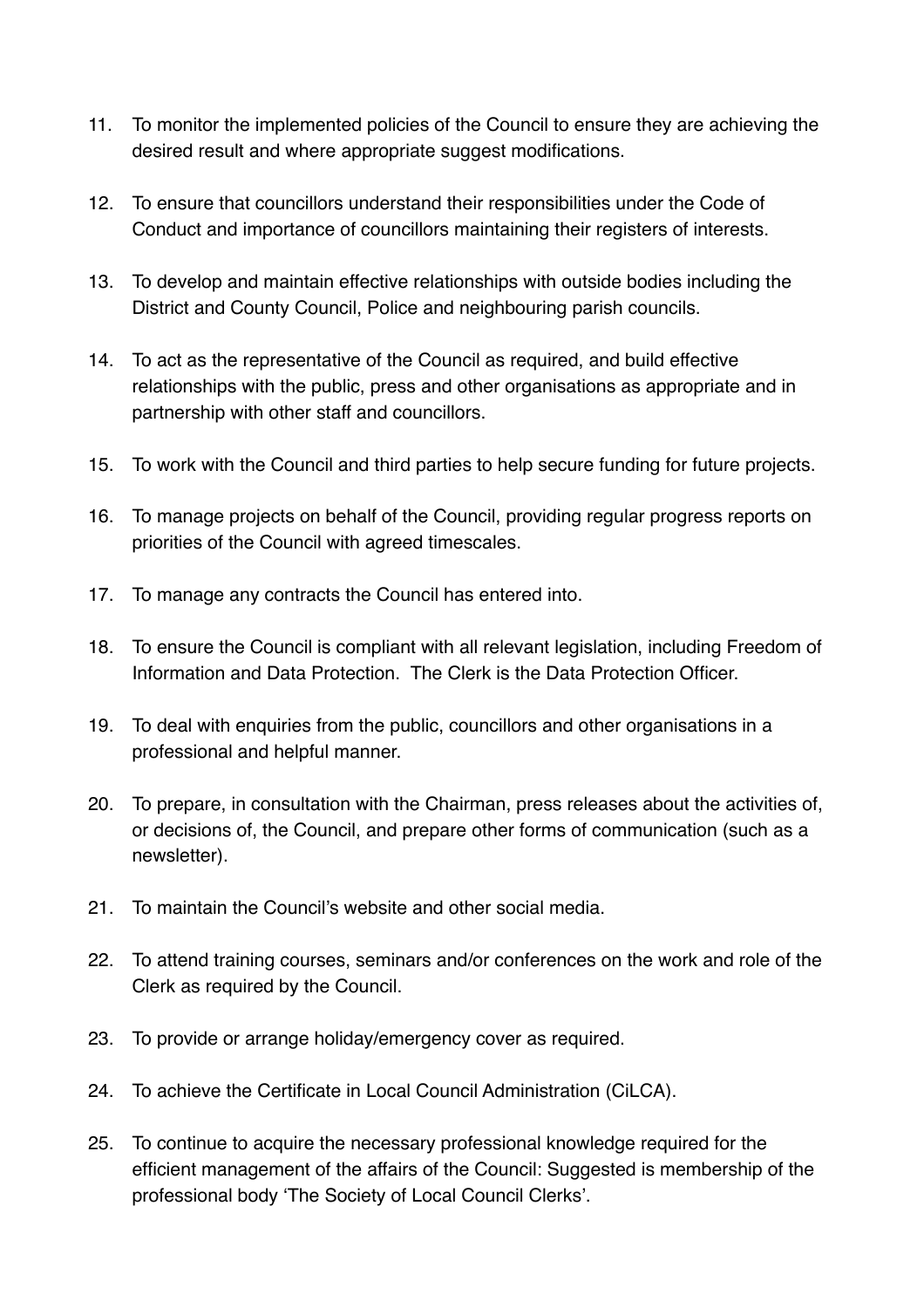11. To monitor the implemented policies of the Council to ensure they are achieving the desired result and where appropriate suggest modifications.

12. To ensure that councillors understand their responsibilities under the Code of Conduct and importance of councillors maintaining their registers of interests.

13. To develop and maintain effective relationships with outside bodies including the District and County Council, Police and neighbouring parish councils.

14. To act as the representative of the Council as required, and build effective relationships with the public, press and other organisations as appropriate and in partnership with other staff and councillors.

15. To work with the Council and third parties to help secure funding for future projects.

16. To manage projects on behalf of the Council, providing regular progress reports on priorities of the Council with agreed timescales.

17. To manage any contracts the Council has entered into.

18. To ensure the Council is compliant with all relevant legislation, including Freedom of Information and Data Protection. The Clerk is the Data Protection Officer.

19. To deal with enquiries from the public, councillors and other organisations in a professional and helpful manner.

20. To prepare, in consultation with the Chairman, press releases about the activities of, or decisions of, the Council, and prepare other forms of communication (such as a newsletter).

21. To maintain the Council's website and other social media.

22. To attend training courses, seminars and/or conferences on the work and role of the Clerk as required by the Council.

23. To provide or arrange holiday/emergency cover as required.

24. To achieve the Certificate in Local Council Administration (CiLCA).

25. To continue to acquire the necessary professional knowledge required for the efficient management of the affairs of the Council: Suggested is membership of the professional body 'The Society of Local Council Clerks'.